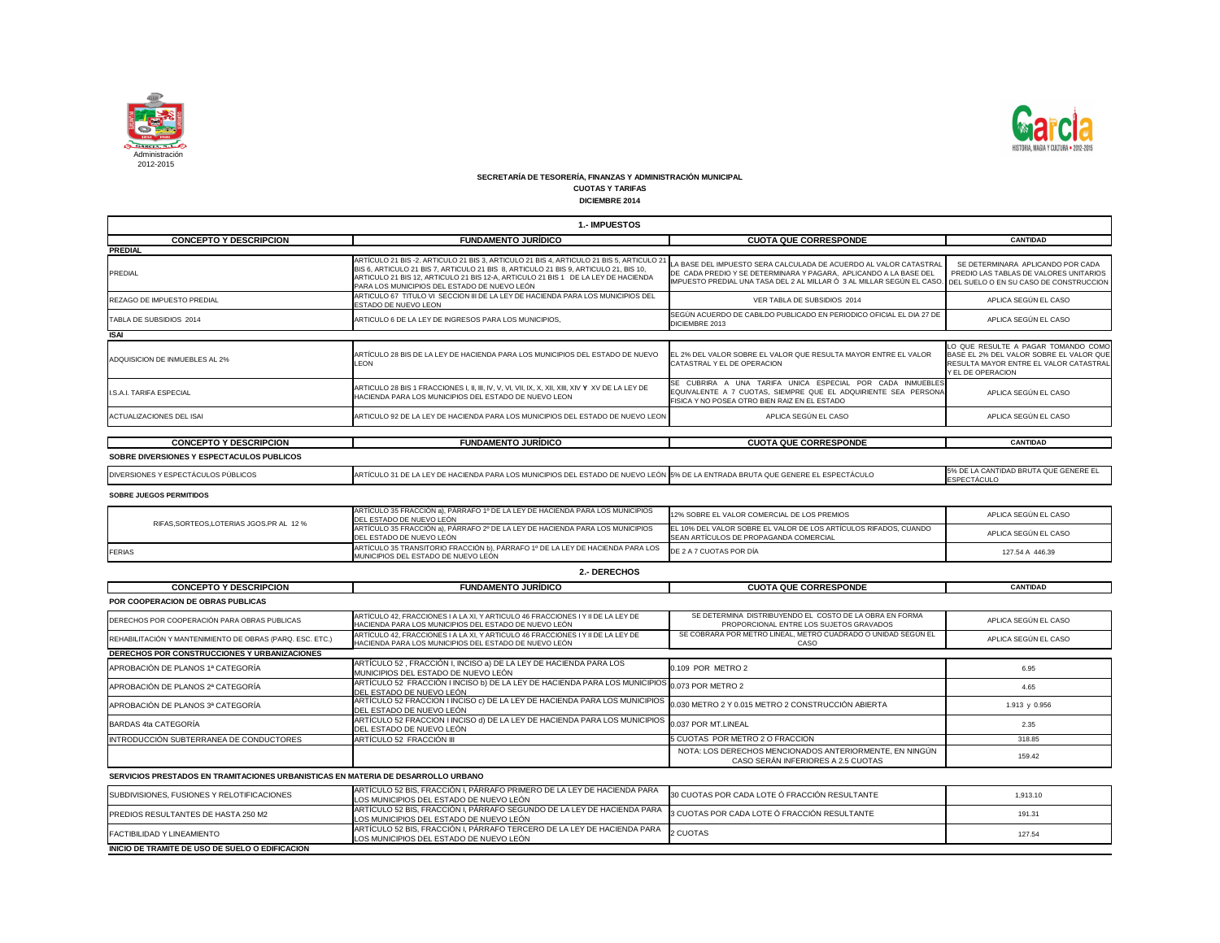Administración
2012-2015

**SECRETARÍA DE TESORERÍA, FINANZAS Y ADMINISTRACIÓN MUNICIPAL**

**CUOTAS Y TARIFAS**

**DICIEMBRE 2014**

## 1.- IMPUESTOS

| CONCEPTO Y DESCRIPCION | FUNDAMENTO JURÍDICO | CUOTA QUE CORRESPONDE | CANTIDAD |
|---|---|---|---|
| **PREDIAL** | | | |
| PREDIAL | ARTÍCULO 21 BIS -2. ARTICULO 21 BIS 3, ARTICULO 21 BIS 4, ARTICULO 21 BIS 5, ARTICULO 21 BIS 6, ARTICULO 21 BIS 7, ARTICULO 21 BIS 8, ARTICULO 21 BIS 9, ARTICULO, 21, BIS 10, ARTICULO 21 BIS 12, ARTICULO 21 BIS 12-A, ARTICULO 21 BIS 1 DE LA LEY DE HACIENDA PARA LOS MUNICIPIOS DEL ESTADO DE NUEVO LEÓN | LA BASE DEL IMPUESTO SERA CALCULADA DE ACUERDO AL VALOR CATASTRAL DE CADA PREDIO Y SE DETERMINARA Y PAGARA, APLICANDO A LA BASE DEL IMPUESTO PREDIAL UNA TASA DEL 2 AL MILLAR Ó 3 AL MILLAR SEGÚN EL CASO. | SE DETERMINARA APLICANDO POR CADA PREDIO LAS TABLAS DE VALORES UNITARIOS DEL SUELO O EN SU CASO DE CONSTRUCCION |
| REZAGO DE IMPUESTO PREDIAL | ARTICULO 67 TITULO VI SECCION III DE LA LEY DE HACIENDA PARA LOS MUNICIPIOS DEL ESTADO DE NUEVO LEON | VER TABLA DE SUBSIDIOS 2014 | APLICA SEGÚN EL CASO |
| TABLA DE SUBSIDIOS 2014 | ARTICULO 6 DE LA LEY DE INGRESOS PARA LOS MUNICIPIOS, | SEGÚN ACUERDO DE CABILDO PUBLICADO EN PERIODICO OFICIAL EL DIA 27 DE DICIEMBRE 2013 | APLICA SEGÚN EL CASO |
| **ISAI** | | | |
| ADQUISICION DE INMUEBLES AL 2% | ARTÍCULO 28 BIS DE LA LEY DE HACIENDA PARA LOS MUNICIPIOS DEL ESTADO DE NUEVO LEON | EL 2% DEL VALOR SOBRE EL VALOR QUE RESULTA MAYOR ENTRE EL VALOR CATASTRAL Y EL DE OPERACION | LO QUE RESULTE A PAGAR TOMANDO COMO BASE EL 2% DEL VALOR SOBRE EL VALOR QUE RESULTA MAYOR ENTRE EL VALOR CATASTRAL Y EL DE OPERACION |
| I.S.A.I. TARIFA ESPECIAL | ARTICULO 28 BIS 1 FRACCIONES I, II, III, IV, V, VI, VII, IX, X, XII, XIII, XIV **Y** XV DE LA LEY DE HACIENDA PARA LOS MUNICIPIOS DEL ESTADO DE NUEVO LEON | SE CUBRIRA A UNA TARIFA UNICA ESPECIAL POR CADA INMUEBLES EQUIVALENTE A 7 CUOTAS, SIEMPRE QUE EL ADQUIRIENTE SEA PERSONA FISICA Y NO POSEA OTRO BIEN RAIZ EN EL ESTADO | APLICA SEGÚN EL CASO |
| ACTUALIZACIONES DEL ISAI | ARTICULO 92 DE LA LEY DE HACIENDA PARA LOS MUNICIPIOS DEL ESTADO DE NUEVO LEON | APLICA SEGÚN EL CASO | APLICA SEGÚN EL CASO |

| CONCEPTO Y DESCRIPCION | FUNDAMENTO JURÍDICO | CUOTA QUE CORRESPONDE | CANTIDAD |
|---|---|---|---|
| **SOBRE DIVERSIONES Y ESPECTACULOS PUBLICOS** | | | |
| DIVERSIONES Y ESPECTÁCULOS PÚBLICOS | ARTÍCULO 31 DE LA LEY DE HACIENDA PARA LOS MUNICIPIOS DEL ESTADO DE NUEVO LEÓN | 5% DE LA ENTRADA BRUTA QUE GENERE EL ESPECTÁCULO | 5% DE LA CANTIDAD BRUTA QUE GENERE EL ESPECTÁCULO |
| **SOBRE JUEGOS PERMITIDOS** | | | |
| RIFAS,SORTEOS,LOTERIAS JGOS.PR AL 12 % | ARTÍCULO 35 FRACCIÓN a), PÁRRAFO 1º DE LA LEY DE HACIENDA PARA LOS MUNICIPIOS DEL ESTADO DE NUEVO LEÓN | 12% SOBRE EL VALOR COMERCIAL DE LOS PREMIOS | APLICA SEGÚN EL CASO |
| | ARTÍCULO 35 FRACCIÓN a), PÁRRAFO 2º DE LA LEY DE HACIENDA PARA LOS MUNICIPIOS DEL ESTADO DE NUEVO LEÓN | EL 10% DEL VALOR SOBRE EL VALOR DE LOS ARTÍCULOS RIFADOS, CUANDO SEAN ARTÍCULOS DE PROPAGANDA COMERCIAL | APLICA SEGÚN EL CASO |
| FERIAS | ARTÍCULO 35 TRANSITORIO FRACCIÓN b), PÁRRAFO 1º DE LA LEY DE HACIENDA PARA LOS MUNICIPIOS DEL ESTADO DE NUEVO LEÓN | DE 2 A 7 CUOTAS POR DÍA | 127.54 A 446.39 |

## 2.- DERECHOS

| CONCEPTO Y DESCRIPCION | FUNDAMENTO JURÍDICO | CUOTA QUE CORRESPONDE | CANTIDAD |
|---|---|---|---|
| **POR COOPERACION DE OBRAS PUBLICAS** | | | |
| DERECHOS POR COOPERACIÓN PARA OBRAS PUBLICAS | ARTÍCULO 42, FRACCIONES I A LA XI, Y ARTICULO 46 FRACCIONES I Y II DE LA LEY DE HACIENDA PARA LOS MUNICIPIOS DEL ESTADO DE NUEVO LEÓN | SE DETERMINA DISTRIBUYENDO EL COSTO DE LA OBRA EN FORMA PROPORCIONAL ENTRE LOS SUJETOS GRAVADOS | APLICA SEGÚN EL CASO |
| REHABILITACIÓN Y MANTENIMIENTO DE OBRAS (PARQ. ESC. ETC.) | ARTÍCULO 42, FRACCIONES I A LA XI, Y ARTICULO 46 FRACCIONES I Y II DE LA LEY DE HACIENDA PARA LOS MUNICIPIOS DEL ESTADO DE NUEVO LEÓN | SE COBRARA POR METRO LINEAL, METRO CUADRADO O UNIDAD SEGÚN EL CASO | APLICA SEGÚN EL CASO |
| **DERECHOS POR CONSTRUCCIONES Y URBANIZACIONES** | | | |
| APROBACIÓN DE PLANOS 1ª CATEGORÍA | ARTÍCULO 52 , FRACCIÓN I, INCISO a) DE LA LEY DE HACIENDA PARA LOS MUNICIPIOS DEL ESTADO DE NUEVO LEÓN | 0.109 POR METRO 2 | 6.95 |
| APROBACIÓN DE PLANOS 2ª CATEGORÍA | ARTÍCULO 52 FRACCIÓN I INCISO b) DE LA LEY DE HACIENDA PARA LOS MUNICIPIOS DEL ESTADO DE NUEVO LEÓN | 0.073 POR METRO 2 | 4.65 |
| APROBACIÓN DE PLANOS 3ª CATEGORÍA | ARTÍCULO 52 FRACCION I INCISO c) DE LA LEY DE HACIENDA PARA LOS MUNICIPIOS DEL ESTADO DE NUEVO LEÓN | 0.030 METRO 2 Y 0.015 METRO 2 CONSTRUCCIÓN ABIERTA | 1.913 y 0.956 |
| BARDAS 4ta CATEGORÍA | ARTÍCULO 52 FRACCION I INCISO d) DE LA LEY DE HACIENDA PARA LOS MUNICIPIOS DEL ESTADO DE NUEVO LEÓN | 0.037 POR MT.LINEAL | 2.35 |
| INTRODUCCIÓN SUBTERRANEA DE CONDUCTORES | ARTÍCULO 52 FRACCIÓN III | 5 CUOTAS POR METRO 2 O FRACCION | 318.85 |
| | | NOTA: LOS DERECHOS MENCIONADOS ANTERIORMENTE, EN NINGÚN CASO SERÁN INFERIORES A 2.5 CUOTAS | 159.42 |
| **SERVICIOS PRESTADOS EN TRAMITACIONES URBANISTICAS EN MATERIA DE DESARROLLO URBANO** | | | |
| SUBDIVISIONES, FUSIONES Y RELOTIFICACIONES | ARTÍCULO 52 BIS, FRACCIÓN I, PÁRRAFO PRIMERO DE LA LEY DE HACIENDA PARA LOS MUNICIPIOS DEL ESTADO DE NUEVO LEÓN | 30 CUOTAS POR CADA LOTE Ó FRACCIÓN RESULTANTE | 1,913.10 |
| PREDIOS RESULTANTES DE HASTA 250 M2 | ARTÍCULO 52 BIS, FRACCIÓN I, PÁRRAFO SEGUNDO DE LA LEY DE HACIENDA PARA LOS MUNICIPIOS DEL ESTADO DE NUEVO LEÓN | 3 CUOTAS POR CADA LOTE Ó FRACCIÓN RESULTANTE | 191.31 |
| FACTIBILIDAD Y LINEAMIENTO | ARTÍCULO 52 BIS, FRACCIÓN I, PÁRRAFO TERCERO DE LA LEY DE HACIENDA PARA LOS MUNICIPIOS DEL ESTADO DE NUEVO LEÓN | 2 CUOTAS | 127.54 |
| **INICIO DE TRAMITE DE USO DE SUELO O EDIFICACION** | | | |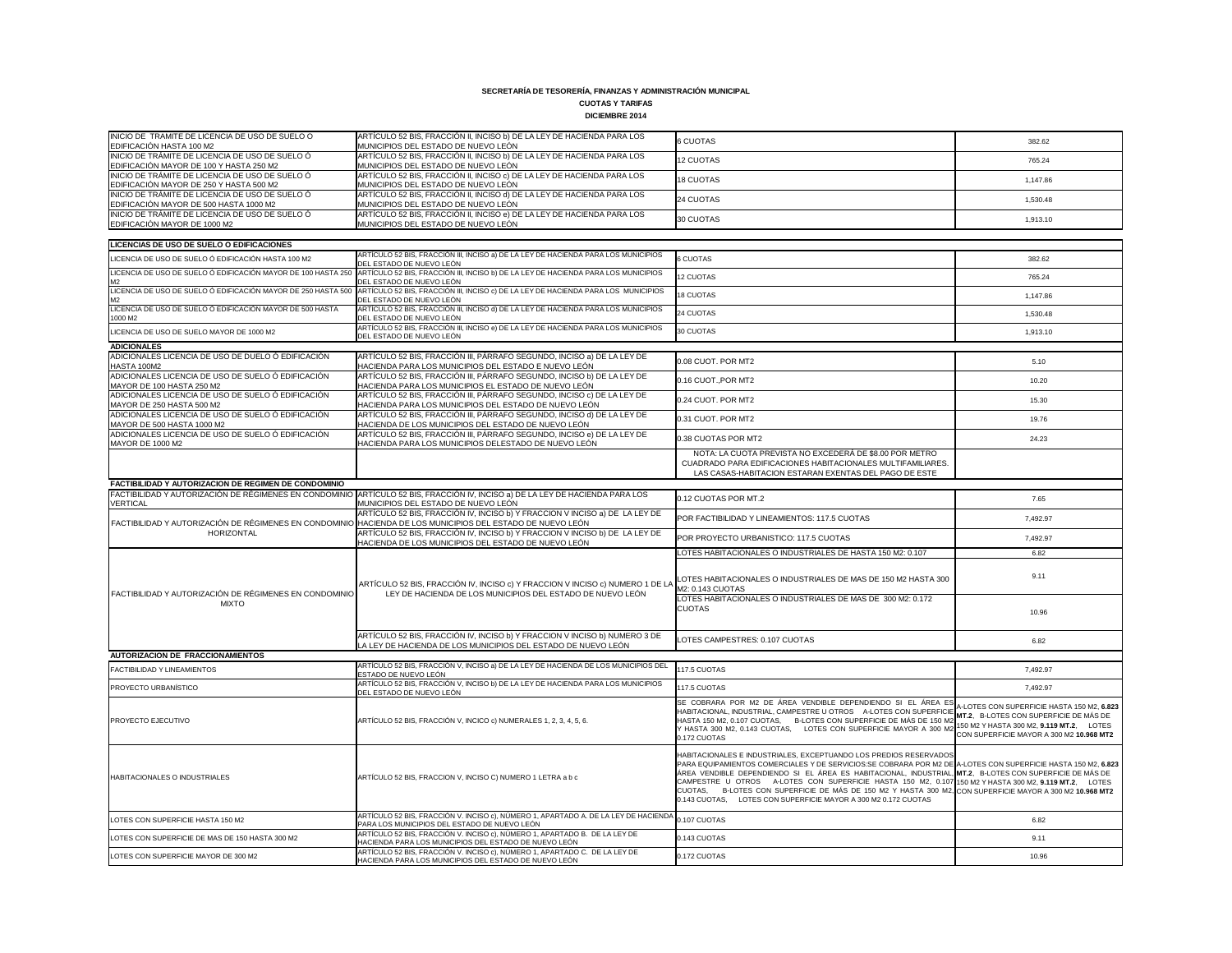**SECRETARÍA DE TESORERÍA, FINANZAS Y ADMINISTRACIÓN MUNICIPAL**

**CUOTAS Y TARIFAS**

**DICIEMBRE 2014**

| | | | |
|---|---|---|---|
| INICIO DE TRAMITE DE LICENCIA DE USO DE SUELO O EDIFICACIÓN HASTA 100 M2 | ARTÍCULO 52 BIS, FRACCIÓN II, INCISO b) DE LA LEY DE HACIENDA PARA LOS MUNICIPIOS DEL ESTADO DE NUEVO LEÓN | 6 CUOTAS | 382.62 |
| INICIO DE TRÁMITE DE LICENCIA DE USO DE SUELO Ó EDIFICACIÓN MAYOR DE 100 Y HASTA 250 M2 | ARTÍCULO 52 BIS, FRACCIÓN II, INCISO b) DE LA LEY DE HACIENDA PARA LOS MUNICIPIOS DEL ESTADO DE NUEVO LEÓN | 12 CUOTAS | 765.24 |
| INICIO DE TRÁMITE DE LICENCIA DE USO DE SUELO Ó EDIFICACIÓN MAYOR DE 250 Y HASTA 500 M2 | ARTÍCULO 52 BIS, FRACCIÓN II, INCISO c) DE LA LEY DE HACIENDA PARA LOS MUNICIPIOS DEL ESTADO DE NUEVO LEÓN | 18 CUOTAS | 1,147.86 |
| INICIO DE TRÁMITE DE LICENCIA DE USO DE SUELO Ó EDIFICACIÓN MAYOR DE 500 HASTA 1000 M2 | ARTÍCULO 52 BIS, FRACCIÓN II, INCISO d) DE LA LEY DE HACIENDA PARA LOS MUNICIPIOS DEL ESTADO DE NUEVO LEÓN | 24 CUOTAS | 1,530.48 |
| INICIO DE TRÁMITE DE LICENCIA DE USO DE SUELO Ó EDIFICACIÓN MAYOR DE 1000 M2 | ARTÍCULO 52 BIS, FRACCIÓN II, INCISO e) DE LA LEY DE HACIENDA PARA LOS MUNICIPIOS DEL ESTADO DE NUEVO LEÓN | 30 CUOTAS | 1,913.10 |

| **LICENCIAS DE USO DE SUELO O EDIFICACIONES** | | | |
|---|---|---|---|
| LICENCIA DE USO DE SUELO Ó EDIFICACIÓN HASTA 100 M2 | ARTÍCULO 52 BIS, FRACCIÓN III, INCISO a) DE LA LEY DE HACIENDA PARA LOS MUNICIPIOS DEL ESTADO DE NUEVO LEÓN | 6 CUOTAS | 382.62 |
| LICENCIA DE USO DE SUELO Ó EDIFICACIÓN MAYOR DE 100 HASTA 250 M2 | ARTÍCULO 52 BIS, FRACCIÓN III, INCISO b) DE LA LEY DE HACIENDA PARA LOS MUNICIPIOS DEL ESTADO DE NUEVO LEÓN | 12 CUOTAS | 765.24 |
| LICENCIA DE USO DE SUELO Ó EDIFICACIÓN MAYOR DE 250 HASTA 500 M2 | ARTÍCULO 52 BIS, FRACCIÓN III, INCISO c) DE LA LEY DE HACIENDA PARA LOS MUNICIPIOS DEL ESTADO DE NUEVO LEÓN | 18 CUOTAS | 1,147.86 |
| LICENCIA DE USO DE SUELO Ó EDIFICACIÓN MAYOR DE 500 HASTA 1000 M2 | ARTÍCULO 52 BIS, FRACCIÓN III, INCISO d) DE LA LEY DE HACIENDA PARA LOS MUNICIPIOS DEL ESTADO DE NUEVO LEÓN | 24 CUOTAS | 1,530.48 |
| LICENCIA DE USO DE SUELO MAYOR DE 1000 M2 | ARTÍCULO 52 BIS, FRACCIÓN III, INCISO e) DE LA LEY DE HACIENDA PARA LOS MUNICIPIOS DEL ESTADO DE NUEVO LEÓN | 30 CUOTAS | 1,913.10 |
| **ADICIONALES** | | | |
| ADICIONALES LICENCIA DE USO DE DUELO Ó EDIFICACIÓN HASTA 100M2 | ARTÍCULO 52 BIS, FRACCIÓN III, PÁRRAFO SEGUNDO, INCISO a) DE LA LEY DE HACIENDA PARA LOS MUNICIPIOS DEL ESTADO E NUEVO LEÓN | 0.08 CUOT. POR MT2 | 5.10 |
| ADICIONALES LICENCIA DE USO DE SUELO Ó EDIFICACIÓN MAYOR DE 100 HASTA 250 M2 | ARTÍCULO 52 BIS, FRACCIÓN III, PÁRRAFO SEGUNDO, INCISO b) DE LA LEY DE HACIENDA PARA LOS MUNICIPIOS EL ESTADO DE NUEVO LEÓN | 0.16 CUOT.,POR MT2 | 10.20 |
| ADICIONALES LICENCIA DE USO DE SUELO Ó EDIFICACIÓN MAYOR DE 250 HASTA 500 M2 | ARTÍCULO 52 BIS, FRACCIÓN III, PÁRRAFO SEGUNDO, INCISO c) DE LA LEY DE HACIENDA PARA LOS MUNICIPIOS DEL ESTADO DE NUEVO LEÓN | 0.24 CUOT. POR MT2 | 15.30 |
| ADICIONALES LICENCIA DE USO DE SUELO Ó EDIFICACIÓN MAYOR DE 500 HASTA 1000 M2 | ARTÍCULO 52 BIS, FRACCIÓN III, PÁRRAFO SEGUNDO, INCISO d) DE LA LEY DE HACIENDA PARA LOS MUNICIPIOS DEL ESTADO DE NUEVO LEÓN | 0.31 CUOT. POR MT2 | 19.76 |
| ADICIONALES LICENCIA DE USO DE SUELO Ó EDIFICACIÓN MAYOR DE 1000 M2 | ARTÍCULO 52 BIS, FRACCIÓN III, PÁRRAFO SEGUNDO, INCISO e) DE LA LEY DE HACIENDA PARA LOS MUNICIPIOS DELESTADO DE NUEVO LEÓN | 0.38 CUOTAS POR MT2 | 24.23 |
| | | NOTA: LA CUOTA PREVISTA NO EXCEDERÁ DE $8.00 POR METRO CUADRADO PARA EDIFICACIONES HABITACIONALES MULTIFAMILIARES. LAS CASAS-HABITACION ESTARAN EXENTAS DEL PAGO DE ESTE | |
| **FACTIBILIDAD Y AUTORIZACION DE REGIMEN DE CONDOMINIO** | | | |
| FACTIBILIDAD Y AUTORIZACIÓN DE RÉGIMENES EN CONDOMINIO VERTICAL | ARTÍCULO 52 BIS, FRACCIÓN IV, INCISO a) DE LA LEY DE HACIENDA PARA LOS MUNICIPIOS DEL ESTADO DE NUEVO LEÓN | 0.12 CUOTAS POR MT.2 | 7.65 |
| FACTIBILIDAD Y AUTORIZACIÓN DE RÉGIMENES EN CONDOMINIO HORIZONTAL | ARTÍCULO 52 BIS, FRACCIÓN IV, INCISO b) Y FRACCION V INCISO a) DE LA LEY DE HACIENDA DE LOS MUNICIPIOS DEL ESTADO DE NUEVO LEÓN | POR FACTIBILIDAD Y LINEAMIENTOS: 117.5 CUOTAS | 7,492.97 |
| | ARTÍCULO 52 BIS, FRACCIÓN IV, INCISO b) Y FRACCION V INCISO b) DE LA LEY DE HACIENDA DE LOS MUNICIPIOS DEL ESTADO DE NUEVO LEÓN | POR PROYECTO URBANISTICO: 117.5 CUOTAS | 7,492.97 |
| FACTIBILIDAD Y AUTORIZACIÓN DE RÉGIMENES EN CONDOMINIO MIXTO | ARTÍCULO 52 BIS, FRACCIÓN IV, INCISO c) Y FRACCION V INCISO c) NUMERO 1 DE LA LEY DE HACIENDA DE LOS MUNICIPIOS DEL ESTADO DE NUEVO LEÓN | LOTES HABITACIONALES O INDUSTRIALES DE HASTA 150 M2: 0.107 | 6.82 |
| | | LOTES HABITACIONALES O INDUSTRIALES DE MAS DE 150 M2 HASTA 300 M2: 0.143 CUOTAS | 9.11 |
| | | LOTES HABITACIONALES O INDUSTRIALES DE MAS DE 300 M2: 0.172 CUOTAS | 10.96 |
| | ARTÍCULO 52 BIS, FRACCIÓN IV, INCISO b) Y FRACCION V INCISO b) NUMERO 3 DE LA LEY DE HACIENDA DE LOS MUNICIPIOS DEL ESTADO DE NUEVO LEÓN | LOTES CAMPESTRES: 0.107 CUOTAS | 6.82 |
| **AUTORIZACION DE FRACCIONAMIENTOS** | | | |
| FACTIBILIDAD Y LINEAMIENTOS | ARTÍCULO 52 BIS, FRACCIÓN V, INCISO a) DE LA LEY DE HACIENDA DE LOS MUNICIPIOS DEL ESTADO DE NUEVO LEÓN | 117.5 CUOTAS | 7,492.97 |
| PROYECTO URBANÍSTICO | ARTÍCULO 52 BIS, FRACCIÓN V, INCISO b) DE LA LEY DE HACIENDA PARA LOS MUNICIPIOS DEL ESTADO DE NUEVO LEÓN | 117.5 CUOTAS | 7,492.97 |
| PROYECTO EJECUTIVO | ARTÍCULO 52 BIS, FRACCIÓN V, INCICO c) NUMERALES 1, 2, 3, 4, 5, 6. | SE COBRARA POR M2 DE ÁREA VENDIBLE DEPENDIENDO SI EL ÁREA ES HABITACIONAL, INDUSTRIAL, CAMPESTRE U OTROS A-LOTES CON SUPERFICIE HASTA 150 M2, 0.107 CUOTAS, B-LOTES CON SUPERFICIE DE MÁS DE 150 M2 Y HASTA 300 M2, 0.143 CUOTAS, LOTES CON SUPERFICIE MAYOR A 300 M2 0.172 CUOTAS | A-LOTES CON SUPERFICIE HASTA 150 M2, **6.823 MT.2**, B-LOTES CON SUPERFICIE DE MÁS DE 150 M2 Y HASTA 300 M2, **9.119 MT.2**, LOTES CON SUPERFICIE MAYOR A 300 M2 **10.968 MT2** |
| HABITACIONALES O INDUSTRIALES | ARTÍCULO 52 BIS, FRACCION V, INCISO C) NUMERO 1 LETRA a b c | HABITACIONALES E INDUSTRIALES, EXCEPTUANDO LOS PREDIOS RESERVADOS PARA EQUIPAMIENTOS COMERCIALES Y DE SERVICIOS:SE COBRARA POR M2 DE ÁREA VENDIBLE DEPENDIENDO SI EL ÁREA ES HABITACIONAL, INDUSTRIAL, CAMPESTRE U OTROS A-LOTES CON SUPERFICIE HASTA 150 M2, 0.107 CUOTAS, B-LOTES CON SUPERFICIE DE MÁS DE 150 M2 Y HASTA 300 M2, 0.143 CUOTAS, LOTES CON SUPERFICIE MAYOR A 300 M2 0.172 CUOTAS | A-LOTES CON SUPERFICIE HASTA 150 M2, **6.823 MT.2**, B-LOTES CON SUPERFICIE DE MÁS DE 150 M2 Y HASTA 300 M2, **9.119 MT.2**, LOTES CON SUPERFICIE MAYOR A 300 M2 **10.968 MT2** |
| LOTES CON SUPERFICIE HASTA 150 M2 | ARTÍCULO 52 BIS, FRACCIÓN V. INCISO c), NÚMERO 1, APARTADO A. DE LA LEY DE HACIENDA PARA LOS MUNICIPIOS DEL ESTADO DE NUEVO LEÓN | 0.107 CUOTAS | 6.82 |
| LOTES CON SUPERFICIE DE MAS DE 150 HASTA 300 M2 | ARTÍCULO 52 BIS, FRACCIÓN V. INCISO c), NÚMERO 1, APARTADO B. DE LA LEY DE HACIENDA PARA LOS MUNICIPIOS DEL ESTADO DE NUEVO LEÓN | 0.143 CUOTAS | 9.11 |
| LOTES CON SUPERFICIE MAYOR DE 300 M2 | ARTÍCULO 52 BIS, FRACCIÓN V. INCISO c), NÚMERO 1, APARTADO C. DE LA LEY DE HACIENDA PARA LOS MUNICIPIOS DEL ESTADO DE NUEVO LEÓN | 0.172 CUOTAS | 10.96 |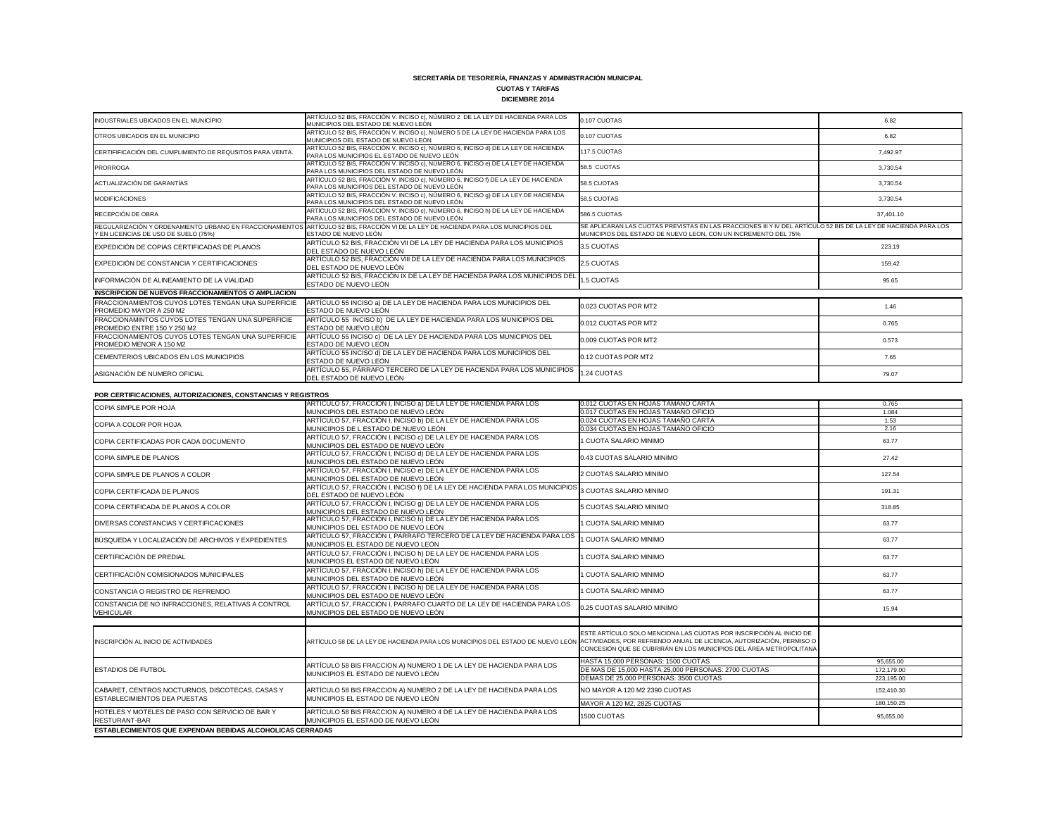**SECRETARÍA DE TESORERÍA, FINANZAS Y ADMINISTRACIÓN MUNICIPAL**

**CUOTAS Y TARIFAS**

**DICIEMBRE 2014**

| | | | |
|---|---|---|---|
| INDUSTRIALES UBICADOS EN EL MUNICIPIO | ARTÍCULO 52 BIS, FRACCIÓN V. INCISO c), NÚMERO 2 DE LA LEY DE HACIENDA PARA LOS MUNICIPIOS DEL ESTADO DE NUEVO LEÓN | 0.107 CUOTAS | 6.82 |
| OTROS UBICADOS EN EL MUNICIPIO | ARTÍCULO 52 BIS, FRACCIÓN V. INCISO c), NÚMERO 5 DE LA LEY DE HACIENDA PARA LOS MUNICIPIOS DEL ESTADO DE NUEVO LEÓN | 0.107 CUOTAS | 6.82 |
| CERTIFICACIÓN DEL CUMPLIMIENTO DE REQUSITOS PARA VENTA. | ARTÍCULO 52 BIS, FRACCIÓN V. INCISO c), NÚMERO 6, INCISO d) DE LA LEY DE HACIENDA PARA LOS MUNICIPIOS EL ESTADO DE NUEVO LEÓN | 117.5 CUOTAS | 7,492.97 |
| PRORROGA | ARTÍCULO 52 BIS, FRACCIÓN V. INCISO c), NÚMERO 6, INCISO e) DE LA LEY DE HACIENDA PARA LOS MUNICIPIOS DEL ESTADO DE NUEVO LEÓN | 58.5 CUOTAS | 3,730.54 |
| ACTUALIZACIÓN DE GARANTÍAS | ARTÍCULO 52 BIS, FRACCIÓN V. INCISO c), NÚMERO 6, INCISO f) DE LA LEY DE HACIENDA PARA LOS MUNICIPIOS DEL ESTADO DE NUEVO LEÓN | 58.5 CUOTAS | 3,730.54 |
| MODIFICACIONES | ARTÍCULO 52 BIS, FRACCIÓN V. INCISO c), NÚMERO 6, INCISO g) DE LA LEY DE HACIENDA PARA LOS MUNICIPIOS DEL ESTADO DE NUEVO LEÓN | 58.5 CUOTAS | 3,730.54 |
| RECEPCIÓN DE OBRA | ARTÍCULO 52 BIS, FRACCIÓN V. INCISO c), NÚMERO 6, INCISO h) DE LA LEY DE HACIENDA PARA LOS MUNICIPIOS DEL ESTADO DE NUEVO LEÓN | 586.5 CUOTAS | 37,401.10 |
| REGULARIZACIÓN Y ORDENAMIENTO URBANO EN FRACCIONAMIENTOS Y EN LICENCIAS DE USO DE SUELO (75%) | ARTÍCULO 52 BIS, FRACCIÓN VI DE LA LEY DE HACIENDA PARA LOS MUNICIPIOS DEL ESTADO DE NUEVO LEÓN | SE APLICARAN LAS CUOTAS PREVISTAS EN LAS FRACCIONES III Y IV DEL ARTÍCULO 52 BIS DE LA LEY DE HACIENDA PARA LOS MUNICIPIOS DEL ESTADO DE NUEVO LEON, CON UN INCREMENTO DEL 75% | |
| EXPEDICIÓN DE COPIAS CERTIFICADAS DE PLANOS | ARTÍCULO 52 BIS, FRACCIÓN VII DE LA LEY DE HACIENDA PARA LOS MUNICIPIOS DEL ESTADO DE NUEVO LEÓN | 3.5 CUOTAS | 223.19 |
| EXPEDICIÓN DE CONSTANCIA Y CERTIFICACIONES | ARTÍCULO 52 BIS, FRACCIÓN VIII DE LA LEY DE HACIENDA PARA LOS MUNICIPIOS DEL ESTADO DE NUEVO LEÓN | 2.5 CUOTAS | 159.42 |
| INFORMACIÓN DE ALINEAMIENTO DE LA VIALIDAD | ARTÍCULO 52 BIS, FRACCIÓN IX DE LA LEY DE HACIENDA PARA LOS MUNICIPIOS DEL ESTADO DE NUEVO LEÓN | 1.5 CUOTAS | 95.65 |
| **INSCRIPCION DE NUEVOS FRACCIONAMIENTOS O AMPLIACION** | | | |
| FRACCIONAMIENTOS CUYOS LOTES TENGAN UNA SUPERFICIE PROMEDIO MAYOR A 250 M2 | ARTÍCULO 55 INCISO a) DE LA LEY DE HACIENDA PARA LOS MUNICIPIOS DEL ESTADO DE NUEVO LEÓN | 0.023 CUOTAS POR MT2 | 1.46 |
| FRACCIONAMINTOS CUYOS LOTES TENGAN UNA SUPERFICIE PROMEDIO ENTRE 150 Y 250 M2 | ARTÍCULO 55 INCISO b) DE LA LEY DE HACIENDA PARA LOS MUNICIPIOS DEL ESTADO DE NUEVO LEÓN | 0.012 CUOTAS POR MT2 | 0.765 |
| FRACCIONAMIENTOS CUYOS LOTES TENGAN UNA SUPERFICIE PROMEDIO MENOR A 150 M2 | ARTÍCULO 55 INCISO c) DE LA LEY DE HACIENDA PARA LOS MUNICIPIOS DEL ESTADO DE NUEVO LEÓN | 0.009 CUOTAS POR MT2 | 0.573 |
| CEMENTERIOS UBICADOS EN LOS MUNICIPIOS | ARTÍCULO 55 INCISO d) DE LA LEY DE HACIENDA PARA LOS MUNICIPIOS DEL ESTADO DE NUEVO LEÓN | 0.12 CUOTAS POR MT2 | 7.65 |
| ASIGNACIÓN DE NUMERO OFICIAL | ARTÍCULO 55, PÁRRAFO TERCERO DE LA LEY DE HACIENDA PARA LOS MUNICIPIOS DEL ESTADO DE NUEVO LEÓN | 1.24 CUOTAS | 79.07 |

**POR CERTIFICACIONES, AUTORIZACIONES, CONSTANCIAS Y REGISTROS**

| | | | |
|---|---|---|---|
| COPIA SIMPLE POR HOJA | ARTÍCULO 57, FRACCIÓN I, INCISO a) DE LA LEY DE HACIENDA PARA LOS MUNICIPIOS DEL ESTADO DE NUEVO LEÓN | 0.012 CUOTAS EN HOJAS TAMAÑO CARTA | 0.765 |
| | | 0.017 CUOTAS EN HOJAS TAMAÑO OFICIO | 1.084 |
| COPIA A COLOR POR HOJA | ARTÍCULO 57, FRACCIÓN I, INCISO b) DE LA LEY DE HACIENDA PARA LOS MUNICIPIOS DE L ESTADO DE NUEVO LEÓN | 0.024 CUOTAS EN HOJAS TAMAÑO CARTA | 1.53 |
| | | 0.034 CUOTAS EN HOJAS TAMAÑO OFICIO | 2.16 |
| COPIA CERTIFICADAS POR CADA DOCUMENTO | ARTÍCULO 57, FRACCIÓN I, INCISO c) DE LA LEY DE HACIENDA PARA LOS MUNICIPIOS DEL ESTADO DE NUEVO LEÓN | 1 CUOTA SALARIO MINIMO | 63.77 |
| COPIA SIMPLE DE PLANOS | ARTÍCULO 57, FRACCIÓN I, INCISO d) DE LA LEY DE HACIENDA PARA LOS MUNICIPIOS DEL ESTADO DE NUEVO LEÓN | 0.43 CUOTAS SALARIO MINIMO | 27.42 |
| COPIA SIMPLE DE PLANOS A COLOR | ARTÍCULO 57, FRACCIÓN I, INCISO e) DE LA LEY DE HACIENDA PARA LOS MUNICIPIOS DEL ESTADO DE NUEVO LEÓN | 2 CUOTAS SALARIO MINIMO | 127.54 |
| COPIA CERTIFICADA DE PLANOS | ARTÍCULO 57, FRACCIÓN I, INCISO f) DE LA LEY DE HACIENDA PARA LOS MUNICIPIOS DEL ESTADO DE NUEVO LEÓN | 3 CUOTAS SALARIO MINIMO | 191.31 |
| COPIA CERTIFICADA DE PLANOS A COLOR | ARTÍCULO 57, FRACCIÓN I, INCISO g) DE LA LEY DE HACIENDA PARA LOS MUNICIPIOS DEL ESTADO DE NUEVO LEÓN | 5 CUOTAS SALARIO MINIMO | 318.85 |
| DIVERSAS CONSTANCIAS Y CERTIFICACIONES | ARTÍCULO 57, FRACCIÓN I, INCISO h) DE LA LEY DE HACIENDA PARA LOS MUNICIPIOS DEL ESTADO DE NUEVO LEÓN | 1 CUOTA SALARIO MINIMO | 63.77 |
| BÚSQUEDA Y LOCALIZACIÓN DE ARCHIVOS Y EXPEDIENTES | ARTÍCULO 57, FRACCIÓN I, PÁRRAFO TERCERO DE LA LEY DE HACIENDA PARA LOS MUNICIPIOS EL ESTADO DE NUEVO LEÓN | 1 CUOTA SALARIO MINIMO | 63.77 |
| CERTIFICACIÓN DE PREDIAL | ARTÍCULO 57, FRACCIÓN I, INCISO h) DE LA LEY DE HACIENDA PARA LOS MUNICIPIOS EL ESTADO DE NUEVO LEÓN | 1 CUOTA SALARIO MINIMO | 63.77 |
| CERTIFICACIÓN COMISIONADOS MUNICIPALES | ARTÍCULO 57, FRACCIÓN I, INCISO h) DE LA LEY DE HACIENDA PARA LOS MUNICIPIOS DEL ESTADO DE NUEVO LEÓN | 1 CUOTA SALARIO MINIMO | 63.77 |
| CONSTANCIA O REGISTRO DE REFRENDO | ARTÍCULO 57, FRACCIÓN I, INCISO h) DE LA LEY DE HACIENDA PARA LOS MUNICIPIOS DEL ESTADO DE NUEVO LEÓN | 1 CUOTA SALARIO MINIMO | 63.77 |
| CONSTANCIA DE NO INFRACCIONES, RELATIVAS A CONTROL VEHICULAR | ARTÍCULO 57, FRACCIÓN I, PARRAFO CUARTO DE LA LEY DE HACIENDA PARA LOS MUNICIPIOS DEL ESTADO DE NUEVO LEÓN | 0.25 CUOTAS SALARIO MINIMO | 15.94 |
| | | | |
| INSCRIPCIÓN AL INICIO DE ACTIVIDADES | ARTÍCULO 58 DE LA LEY DE HACIENDA PARA LOS MUNICIPIOS DEL ESTADO DE NUEVO LEÓN | ESTE ARTÍCULO SOLO MENCIONA LAS CUOTAS POR INSCRIPCIÓN AL INICIO DE ACTIVIDADES, POR REFRENDO ANUAL DE LICENCIA, AUTORIZACIÓN, PERMISO O CONCESIÓN QUE SE CUBRIRÁN EN LOS MUNICIPIOS DEL ÁREA METROPOLITANA | |
| ESTADIOS DE FUTBOL | ARTÍCULO 58 BIS FRACCION A) NUMERO 1 DE LA LEY DE HACIENDA PARA LOS MUNICIPIOS EL ESTADO DE NUEVO LEÓN | HASTA 15,000 PERSONAS: 1500 CUOTAS | 95,655.00 |
| | | DE MAS DE 15,000 HASTA 25,000 PERSONAS: 2700 CUOTAS | 172,179.00 |
| | | DEMAS DE 25,000 PERSONAS: 3500 CUOTAS | 223,195.00 |
| CABARET, CENTROS NOCTURNOS, DISCOTECAS, CASAS Y ESTABLECIMIENTOS DEA PUESTAS | ARTÍCULO 58 BIS FRACCION A) NUMERO 2 DE LA LEY DE HACIENDA PARA LOS MUNICIPIOS EL ESTADO DE NUEVO LEÓN | NO MAYOR A 120 M2 2390 CUOTAS | 152,410.30 |
| | | MAYOR A 120 M2, 2825 CUOTAS | 180,150.25 |
| HOTELES Y MOTELES DE PASO CON SERVICIO DE BAR Y RESTURANT-BAR | ARTÍCULO 58 BIS FRACCION A) NUMERO 4 DE LA LEY DE HACIENDA PARA LOS MUNICIPIOS EL ESTADO DE NUEVO LEÓN | 1500 CUOTAS | 95,655.00 |
| **ESTABLECIMIENTOS QUE EXPENDAN BEBIDAS ALCOHOLICAS CERRADAS** | | | |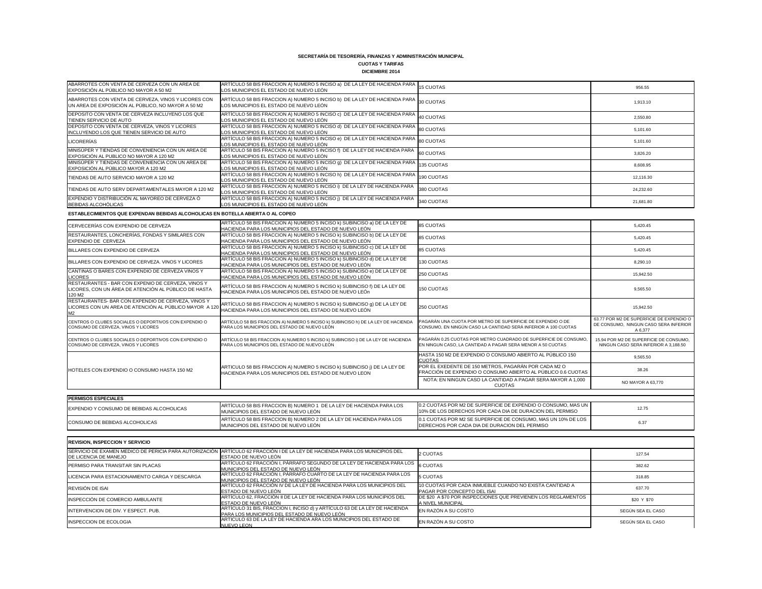**SECRETARÍA DE TESORERÍA, FINANZAS Y ADMINISTRACIÓN MUNICIPAL**

**CUOTAS Y TARIFAS**

**DICIEMBRE 2014**

| | | | |
|---|---|---|---|
| ABARROTES CON VENTA DE CERVEZA CON UN AREA DE EXPOSICIÓN AL PÚBLICO NO MAYOR A 50 M2 | ARTÍCULO 58 BIS FRACCION A) NUMERO 5 INCISO a) DE LA LEY DE HACIENDA PARA LOS MUNICIPIOS EL ESTADO DE NUEVO LEÓN | 15 CUOTAS | 956.55 |
| ABARROTES CON VENTA DE CERVEZA, VINOS Y LICORES CON UN AREA DE EXPOSICIÓN AL PÚBLICO, NO MAYOR A 50 M2 | ARTÍCULO 58 BIS FRACCION A) NUMERO 5 INCISO b) DE LA LEY DE HACIENDA PARA LOS MUNICIPIOS EL ESTADO DE NUEVO LEÓN | 30 CUOTAS | 1,913.10 |
| DEPOSITO CON VENTA DE CERVEZA INCLUYENO LOS QUE TIENEN SERVICIO DE AUTO | ARTÍCULO 58 BIS FRACCION A) NUMERO 5 INCISO c) DE LA LEY DE HACIENDA PARA LOS MUNICIPIOS EL ESTADO DE NUEVO LEÓN | 40 CUOTAS | 2,550.80 |
| DEPOSITO CON VENTA DE CERVEZA, VINOS Y LICORES INCLUYENDO LOS QUE TIENEN SERVICIO DE AUTO | ARTÍCULO 58 BIS FRACCION A) NUMERO 5 INCISO d) DE LA LEY DE HACIENDA PARA LOS MUNICIPIOS EL ESTADO DE NUEVO LEÓN | 80 CUOTAS | 5,101.60 |
| LICORERÍAS | ARTÍCULO 58 BIS FRACCION A) NUMERO 5 INCISO e) DE LA LEY DE HACIENDA PARA LOS MUNICIPIOS EL ESTADO DE NUEVO LEÓN | 80 CUOTAS | 5,101.60 |
| MINISÚPER Y TIENDAS DE CONVENIENCIA CON UN AREA DE EXPOSICIÓN AL PUBLICO NO MAYOR A 120 M2 | ARTÍCULO 58 BIS FRACCION A) NUMERO 5 INCISO f) DE LA LEY DE HACIENDA PARA LOS MUNICIPIOS EL ESTADO DE NUEVO LEÓN | 60 CUOTAS | 3,826.20 |
| MINISÚPER Y TIENDAS DE CONVENIENCIA CON UN AREA DE EXPOSICIÓN AL PÚBLICO MAYOR A 120 M2 | ARTÍCULO 58 BIS FRACCION A) NUMERO 5 INCISO g) DE LA LEY DE HACIENDA PARA LOS MUNICIPIOS EL ESTADO DE NUEVO LEÓN | 135 CUOTAS | 8,608.95 |
| TIENDAS DE AUTO SERVICIO MAYOR A 120 M2 | ARTÍCULO 58 BIS FRACCION A) NUMERO 5 INCISO h) DE LA LEY DE HACIENDA PARA LOS MUNICIPIOS EL ESTADO DE NUEVO LEÓN | 190 CUOTAS | 12,116.30 |
| TIENDAS DE AUTO SERV DEPARTAMENTALES MAYOR A 120 M2 | ARTÍCULO 58 BIS FRACCION A) NUMERO 5 INCISO i) DE LA LEY DE HACIENDA PARA LOS MUNICIPIOS EL ESTADO DE NUEVO LEÓN | 380 CUOTAS | 24,232.60 |
| EXPENDIO Y DISTRIBUCIÓN AL MAYOREO DE CERVEZA Ó BEBIDAS ALCOHÓLICAS | ARTÍCULO 58 BIS FRACCION A) NUMERO 5 INCISO j) DE LA LEY DE HACIENDA PARA LOS MUNICIPIOS EL ESTADO DE NUEVO LEÓN | 340 CUOTAS | 21,681.80 |

**ESTABLECIMIENTOS QUE EXPENDAN BEBIDAS ALCOHOLICAS EN BOTELLA ABIERTA O AL COPEO**

| | | | |
|---|---|---|---|
| CERVECERÍAS CON EXPENDIO DE CERVEZA | ARTÍCULO 58 BIS FRACCION A) NUMERO 5 INCISO k) SUBINCISO a) DE LA LEY DE HACIENDA PARA LOS MUNICIPIOS DEL ESTADO DE NUEVO LEÓN | 85 CUOTAS | 5,420.45 |
| RESTAURANTES, LONCHERÍAS, FONDAS Y SIMILARES CON EXPENDIO DE CERVEZA | ARTÍCULO 58 BIS FRACCION A) NUMERO 5 INCISO k) SUBINCISO b) DE LA LEY DE HACIENDA PARA LOS MUNICIPIOS DEL ESTADO DE NUEVO LEÓN | 85 CUOTAS | 5,420.45 |
| BILLARES CON EXPENDIO DE CERVEZA | ARTÍCULO 58 BIS FRACCION A) NUMERO 5 INCISO k) SUBINCISO c) DE LA LEY DE HACIENDA PARA LOS MUNICIPIOS DEL ESTADO DE NUEVO LEÓN | 85 CUOTAS | 5,420.45 |
| BILLARES CON EXPENDIO DE CERVEZA. VINOS Y LICORES | ARTÍCULO 58 BIS FRACCION A) NUMERO 5 INCISO k) SUBINCISO d) DE LA LEY DE HACIENDA PARA LOS MUNICIPIOS DEL ESTADO DE NUEVO LEÓN | 130 CUOTAS | 8,290.10 |
| CANTINAS O BARES CON EXPENDIO DE CERVEZA VINOS Y LICORES | ARTÍCULO 58 BIS FRACCION A) NUMERO 5 INCISO k) SUBINCISO e) DE LA LEY DE HACIENDA PARA LOS MUNICIPIOS DEL ESTADO DE NUEVO LEÓN | 250 CUOTAS | 15,942.50 |
| RESTAURANTES - BAR CON EXPENIO DE CERVEZA, VINOS Y LICORES, CON UN ÁREA DE ATENCIÓN AL PÚBLICO DE HASTA 120 M2 | ARTÍCULO 58 BIS FRACCION A) NUMERO 5 INCISO k) SUBINCISO f) DE LA LEY DE HACIENDA PARA LOS MUNICIPIOS DEL ESTADO DE NUEVO LEÓn | 150 CUOTAS | 9,565.50 |
| RESTAURANTES- BAR CON EXPENDIO DE CERVEZA, VINOS Y LICORES CON UN AREA DE ATENCIÓN AL PÚBLICO MAYOR A 120 M2 | ARTÍCULO 58 BIS FRACCION A) NUMERO 5 INCISO k) SUBINCISO g) DE LA LEY DE HACIENDA PARA LOS MUNICIPIOS DEL ESTADO DE NUEVO LEÓN | 250 CUOTAS | 15,942.50 |
| CENTROS O CLUBES SOCIALES O DEPORTIVOS CON EXPENDIO O CONSUMO DE CERVEZA, VINOS Y LICORES | ARTÍCULO 58 BIS FRACCION A) NUMERO 5 INCISO k) SUBINCISO h) DE LA LEY DE HACIENDA PARA LOS MUNICIPIOS DEL ESTADO DE NUEVO LEÓN | PAGARÁN UNA CUOTA POR METRO DE SUPERFICIE DE EXPENDIO O DE CONSUMO, EN NINGÚN CASO LA CANTIDAD SERÁ INFERIOR A 100 CUOTAS | 63.77 POR M2 DE SUPERFICIE DE EXPENDIO O DE CONSUMO, NINGUN CASO SERA INFERIOR A 6,377 |
| CENTROS O CLUBES SOCIALES O DEPORTIVOS CON EXPENDIO O CONSUMO DE CERVEZA, VINOS Y LICORES | ARTÍCULO 58 BIS FRACCION A) NUMERO 5 INCISO k) SUBINCISO i) DE LA LEY DE HACIENDA PARA LOS MUNICIPIOS DEL ESTADO DE NUEVO LEÓN | PAGARÁN 0.25 CUOTAS POR METRO CUADRADO DE SUPERFICIE DE CONSUMO, EN NINGUN CASO, LA CANTIDAD A PAGAR SERA MENOR A 50 CUOTAS | 15.94 POR M2 DE SUPERFICIE DE CONSUMO, NINGUN CASO SERA INFERIOR A 3,188.50 |
| HOTELES CON EXPENDIO O CONSUMO HASTA 150 M2 | ARTICULO 58 BIS FRACCION A) NUMERO 5 INCISO k) SUBINCISO j) DE LA LEY DE HACIENDA PARA LOS MUNICIPIOS DEL ESTADO DE NUEVO LEON | HASTA 150 M2 DE EXPENDIO O CONSUMO ABIERTO AL PÚBLICO 150 CUOTAS | 9,565.50 |
| | | POR EL EXEDENTE DE 150 METROS, PAGARÁN POR CADA M2 O FRACCIÓN DE EXPENDIO O CONSUMO ABIERTO AL PÚBLICO 0.6 CUOTAS | 38.26 |
| | | NOTA: EN NINGUN CASO LA CANTIDAD A PAGAR SERA MAYOR A 1,000 CUOTAS | NO MAYOR A 63,770 |

| **PERMISOS ESPECIALES** | | | |
|---|---|---|---|
| EXPENDIO Y CONSUMO DE BEBIDAS ALCOHOLICAS | ARTÍCULO 58 BIS FRACCION B) NUMERO 1 DE LA LEY DE HACIENDA PARA LOS MUNICIPIOS DEL ESTADO DE NUEVO LEÓN | 0.2 CUOTAS POR M2 DE SUPERFICIE DE EXPENDIO O CONSUMO, MAS UN 10% DE LOS DERECHOS POR CADA DIA DE DURACION DEL PERMISO | 12.75 |
| CONSUMO DE BEBIDAS ALCOHOLICAS | ARTÍCULO 58 BIS FRACCION B) NUMERO 2 DE LA LEY DE HACIENDA PARA LOS MUNICIPIOS DEL ESTADO DE NUEVO LEÓN | 0.1 CUOTAS POR M2 SE SUPERFICIE DE CONSUMO, MAS UN 10% DE LOS DERECHOS POR CADA DIA DE DURACION DEL PERMISO | 6.37 |

| **REVISION, INSPECCION Y SERVICIO** | | | |
|---|---|---|---|
| SERVICIO DE EXAMEN MEDICO DE PERICIA PARA AUTORIZACIÓN DE LICENCIA DE MANEJO | ARTÍCULO 62 FRACCIÓN I DE LA LEY DE HACIENDA PARA LOS MUNICIPIOS DEL ESTADO DE NUEVO LEÓN | 2 CUOTAS | 127.54 |
| PERMISO PARA TRANSITAR SIN PLACAS | ARTÍCULO 62 FRACCIÓN I, PÁRRAFO SEGUNDO DE LA LEY DE HACIENDA PARA LOS MUNICIPIOS DEL ESTADO DE NUEVO LEÓN | 6 CUOTAS | 382.62 |
| LICENCIA PARA ESTACIONAMIENTO CARGA Y DESCARGA | ARTÍCULO 62 FRACCIÓN I, PÁRRAFO CUARTO DE LA LEY DE HACIENDA PARA LOS MUNICIPIOS DEL ESTADO DE NUEVO LEÓN | 5 CUOTAS | 318.85 |
| REVISIÓN DE ISAI | ARTÍCULO 62 FRACCIÓN IV DE LA LEY DE HACIENDA PARA LOS MUNICIPIOS DEL ESTADO DE NUEVO LEÓN | 10 CUOTAS POR CADA INMUEBLE CUANDO NO EXISTA CANTIDAD A PAGAR POR CONCEPTO DEL ISAI | 637.70 |
| INSPECCIÓN DE COMERCIO AMBULANTE | ARTÍCULO 62, FRACCIÓN II DE LA LEY DE HACIENDA PARA LOS MUNICIPIOS DEL ESTADO DE NUEVO LEÓN | DE $20 A $70 POR INSPECCIONES QUE PREVIENEN LOS REGLAMENTOS A NIVEL MUNICIPAL | $20 Y $70 |
| INTERVENCION DE DIV. Y ESPECT. PUB. | ARTÍCULO 31 BIS, FRACCION I, INCISO d) y ARTÍCULO 63 DE LA LEY DE HACIENDA PARA LOS MUNICIPIOS DEL ESTADO DE NUEVO LEÓN | EN RAZÓN A SU COSTO | SEGÚN SEA EL CASO |
| INSPECCION DE ECOLOGIA | ARTICULO 63 DE LA LEY DE HACIENDA ARA LOS MUNICIPIOS DEL ESTADO DE NUEVO LEON | EN RAZÓN A SU COSTO | SEGÚN SEA EL CASO |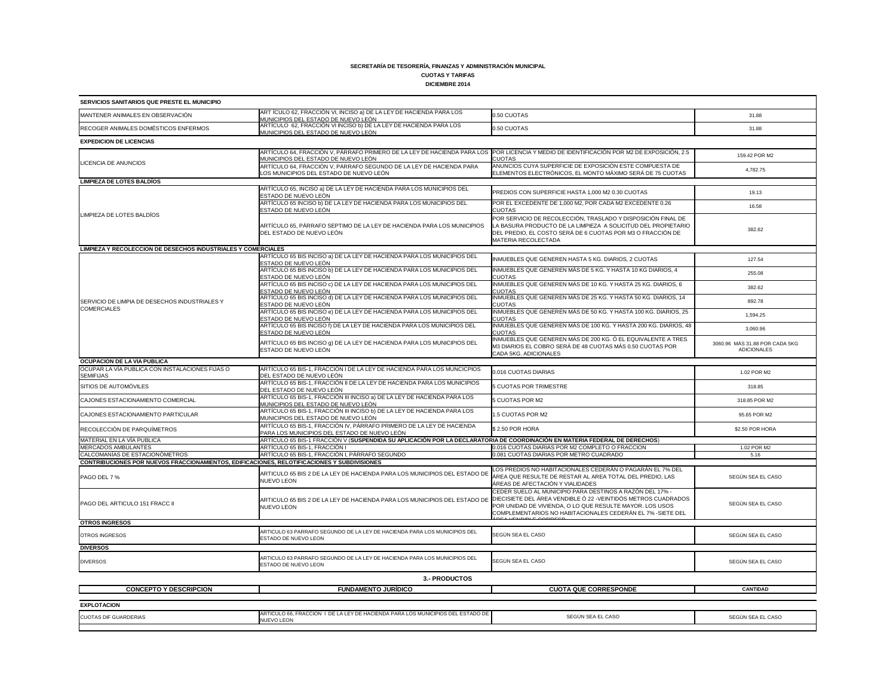**SECRETARÍA DE TESORERÍA, FINANZAS Y ADMINISTRACIÓN MUNICIPAL**

**CUOTAS Y TARIFAS**

**DICIEMBRE 2014**

| **SERVICIOS SANITARIOS QUE PRESTE EL MUNICIPIO** | | | |
|---|---|---|---|
| MANTENER ANIMALES EN OBSERVACIÓN | ART ÍCULO 62, FRACCIÓN VI, INCISO a) DE LA LEY DE HACIENDA PARA LOS MUNICIPIOS DEL ESTADO DE NUEVO LEÓN | 0.50 CUOTAS | 31.88 |
| RECOGER ANIMALES DOMÉSTICOS ENFERMOS | ARTÍCULO 62, FRACCIÓN VI INCISO b) DE LA LEY DE HACIENDA PARA LOS MUNICIPIOS DEL ESTADO DE NUEVO LEÓN | 0.50 CUOTAS | 31.88 |
| **EXPEDICION DE LICENCIAS** | | | |
| LICENCIA DE ANUNCIOS | ARTÍCULO 64, FRACCIÓN V, PÁRRAFO PRIMERO DE LA LEY DE HACIENDA PARA LOS MUNICIPIOS DEL ESTADO DE NUEVO LEÓN | POR LICENCIA Y MEDIO DE IDENTIFICACIÓN POR M2 DE EXPOSICIÓN, 2.5 CUOTAS | 159.42 POR M2 |
| | ARTÍCULO 64, FRACCIÓN V, PÁRRAFO SEGUNDO DE LA LEY DE HACIENDA PARA LOS MUNICIPIOS DEL ESTADO DE NUEVO LEÓN | ANUNCIOS CUYA SUPERFICIE DE EXPOSICIÓN ESTE COMPUESTA DE ELEMENTOS ELECTRÓNICOS, EL MONTO MÁXIMO SERÁ DE 75 CUOTAS | 4,782.75 |
| **LIMPIEZA DE LOTES BALDÍOS** | | | |
| LIMPIEZA DE LOTES BALDÍOS | ARTÍCULO 65, INCISO a) DE LA LEY DE HACIENDA PARA LOS MUNICIPIOS DEL ESTADO DE NUEVO LEÓN | PREDIOS CON SUPERFICIE HASTA 1,000 M2 0.30 CUOTAS | 19.13 |
| | ARTÍCULO 65 INCISO b) DE LA LEY DE HACIENDA PARA LOS MUNICIPIOS DEL ESTADO DE NUEVO LEÓN | POR EL EXCEDENTE DE 1,000 M2, POR CADA M2 EXCEDENTE 0.26 CUOTAS | 16.58 |
| | ARTÍCULO 65, PÁRRAFO SEPTIMO DE LA LEY DE HACIENDA PARA LOS MUNICIPIOS DEL ESTADO DE NUEVO LEÓN | POR SERVICIO DE RECOLECCIÓN, TRASLADO Y DISPOSICIÓN FINAL DE LA BASURA PRODUCTO DE LA LIMPIEZA A SOLICITUD DEL PROPIETARIO DEL PREDIO, EL COSTO SERÁ DE 6 CUOTAS POR M3 O FRACCIÓN DE MATERIA RECOLECTADA | 382.62 |
| **LIMPIEZA Y RECOLECCION DE DESECHOS INDUSTRIALES Y COMERCIALES** | | | |
| SERVICIO DE LIMPIA DE DESECHOS INDUSTRIALES Y COMERCIALES | ARTÍCULO 65 BIS INCISO a) DE LA LEY DE HACIENDA PARA LOS MUNICIPIOS DEL ESTADO DE NUEVO LEÓN | INMUEBLES QUE GENEREN HASTA 5 KG. DIARIOS, 2 CUOTAS | 127.54 |
| | ARTÍCULO 65 BIS INCISO b) DE LA LEY DE HACIENDA PARA LOS MUNICIPIOS DEL ESTADO DE NUEVO LEÓN | INMUEBLES QUE GENEREN MÁS DE 5 KG. Y HASTA 10 KG DIARIOS, 4 CUOTAS | 255.08 |
| | ARTÍCULO 65 BIS INCISO c) DE LA LEY DE HACIENDA PARA LOS MUNICIPIOS DEL ESTADO DE NUEVO LEÓN | INMUEBLES QUE GENEREN MÁS DE 10 KG. Y HASTA 25 KG. DIARIOS, 6 CUOTAS | 382.62 |
| | ARTÍCULO 65 BIS INCISO d) DE LA LEY DE HACIENDA PARA LOS MUNICIPIOS DEL ESTADO DE NUEVO LEÓN | INMUEBLES QUE GENEREN MÁS DE 25 KG. Y HASTA 50 KG. DIARIOS, 14 CUOTAS | 892.78 |
| | ARTÍCULO 65 BIS INCISO e) DE LA LEY DE HACIENDA PARA LOS MUNICIPIOS DEL ESTADO DE NUEVO LEÓN | INMUEBLES QUE GENEREN MÁS DE 50 KG. Y HASTA 100 KG. DIARIOS, 25 CUOTAS | 1,594.25 |
| | ARTÍCULO 65 BIS INCISO f) DE LA LEY DE HACIENDA PARA LOS MUNICIPIOS DEL ESTADO DE NUEVO LEÓN | INMUEBLES QUE GENEREN MÁS DE 100 KG. Y HASTA 200 KG. DIARIOS, 48 CUOTAS | 3,060.96 |
| | ARTÍCULO 65 BIS INCISO g) DE LA LEY DE HACIENDA PARA LOS MUNICIPIOS DEL ESTADO DE NUEVO LEÓN | INMUEBLES QUE GENEREN MÁS DE 200 KG. Ó EL EQUIVALENTE A TRES M3 DIARIOS EL COBRO SERÁ DE 48 CUOTAS MÁS 0.50 CUOTAS POR CADA 5KG. ADICIONALES | 3060.96 MÁS 31.88 POR CADA 5KG ADICIONALES |
| **OCUPACION DE LA VIA PUBLICA** | | | |
| OCUPAR LA VÍA PUBLICA CON INSTALACIONES FIJAS O SEMIFIJAS | ARTÍCULO 65 BIS-1, FRACCIÓN I DE LA LEY DE HACIENDA PARA LOS MUNCICPIOS DEL ESTADO DE NUEVO LEÓN | 0.016 CUOTAS DIARIAS | 1.02 POR M2 |
| SITIOS DE AUTOMÓVILES | ARTÍCULO 65 BIS-1, FRACCIÓN II DE LA LEY DE HACIENDA PARA LOS MUNICIPIOS DEL ESTADO DE NUEVO LEÓN | 5 CUOTAS POR TRIMESTRE | 318.85 |
| CAJONES ESTACIONAMIENTO COMERCIAL | ARTÍCULO 65 BIS-1, FRACCIÓN III INCISO a) DE LA LEY DE HACIENDA PARA LOS MUNICIPIOS DEL ESTADO DE NUEVO LEÓN | 5 CUOTAS POR M2 | 318.85 POR M2 |
| CAJONES ESTACIONAMIENTO PARTICULAR | ARTÍCULO 65 BIS-1, FRACCIÓN III INCISO b) DE LA LEY DE HACIENDA PARA LOS MUNICIPIOS DEL ESTADO DE NUEVO LEÓN | 1.5 CUOTAS POR M2 | 95.65 POR M2 |
| RECOLECCIÓN DE PARQUÍMETROS | ARTÍCULO 65 BIS-1, FRACCIÓN IV, PÁRRAFO PRIMERO DE LA LEY DE HACIENDA PARA LOS MUNICIPIOS DEL ESTADO DE NUEVO LEÓN | $ 2.50 POR HORA | $2.50 POR HORA |
| MATERIAL EN LA VÍA PUBLICA | ARTÍCULO 65 BIS-1 FRACCIÓN V (**SUSPENDIDA SU APLICACIÓN POR LA DECLARATORIA DE COORDINACIÓN EN MATERIA FEDERAL DE DERECHOS**) | | |
| MERCADOS AMBULANTES | ARTÍCULO 65 BIS-1, FRACCIÓN I | 0.016 CUOTAS DIARIAS POR M2 COMPLETO O FRACCION | 1.02 POR M2 |
| CALCOMANÍAS DE ESTACIONÓMETROS | ARTÍCULO 65 BIS-1, FRACCIÓN I, PÁRRAFO SEGUNDO | 0.081 CUOTAS DIARIAS POR METRO CUADRADO | 5.16 |
| **CONTRIBUCIONES POR NUEVOS FRACCIONAMIENTOS, EDIFICACIONES, RELOTIFICACIONES Y SUBDIVISIONES** | | | |
| PAGO DEL 7 % | ARTICULO 65 BIS 2 DE LA LEY DE HACIENDA PARA LOS MUNICIPIOS DEL ESTADO DE NUEVO LEON | LOS PREDIOS NO HABITACIONALES CEDERÁN O PAGARÁN EL 7% DEL ÁREA QUE RESULTE DE RESTAR AL AREA TOTAL DEL PREDIO, LAS ÁREAS DE AFECTACIÓN Y VIALIDADES | SEGÚN SEA EL CASO |
| PAGO DEL ARTICULO 151 FRACC II | ARTICULO 65 BIS 2 DE LA LEY DE HACIENDA PARA LOS MUNICIPIOS DEL ESTADO DE NUEVO LEON | CEDER SUELO AL MUNICIPIO PARA DESTINOS A RAZÓN DEL 17% - DIECISIETE DEL ÁREA VENDIBLE Ó 22 -VEINTIDÓS METROS CUADRADOS POR UNIDAD DE VIVIENDA, O LO QUE RESULTE MAYOR. LOS USOS COMPLEMENTARIOS NO HABITACIONALES CEDERÁN EL 7% -SIETE DEL ÁREA VENDIBLE CORRESP | SEGÚN SEA EL CASO |
| **OTROS INGRESOS** | | | |
| OTROS INGRESOS | ARTICULO 63 PARRAFO SEGUNDO DE LA LEY DE HACIENDA PARA LOS MUNICIPIOS DEL ESTADO DE NUEVO LEON | SEGÚN SEA EL CASO | SEGÚN SEA EL CASO |
| **DIVERSOS** | | | |
| DIVERSOS | ARTICULO 63 PARRAFO SEGUNDO DE LA LEY DE HACIENDA PARA LOS MUNICIPIOS DEL ESTADO DE NUEVO LEON | SEGÚN SEA EL CASO | SEGÚN SEA EL CASO |

**3.- PRODUCTOS**

| CONCEPTO Y DESCRIPCION | FUNDAMENTO JURÍDICO | CUOTA QUE CORRESPONDE | CANTIDAD |
|---|---|---|---|
| **EXPLOTACION** | | | |
| CUOTAS DIF GUARDERIAS | ARTICULO 66, FRACCION I DE LA LEY DE HACIENDA PARA LOS MUNICIPIOS DEL ESTADO DE NUEVO LEON | SEGÚN SEA EL CASO | SEGÚN SEA EL CASO |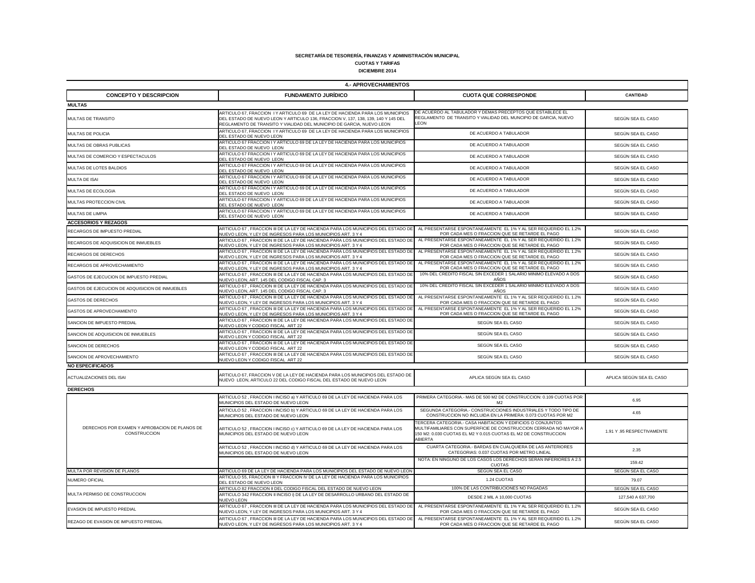**SECRETARÍA DE TESORERÍA, FINANZAS Y ADMINISTRACIÓN MUNICIPAL**

**CUOTAS Y TARIFAS**

**DICIEMBRE 2014**

| 4.- APROVECHAMIENTOS | | | |
|---|---|---|---|
| **CONCEPTO Y DESCRIPCION** | **FUNDAMENTO JURÍDICO** | **CUOTA QUE CORRESPONDE** | **CANTIDAD** |
| **MULTAS** | | | |
| MULTAS DE TRANSITO | ARTICULO 67, FRACCION I Y ARTICULO 69 DE LA LEY DE HACIENDA PARA LOS MUNICIPIOS DEL ESTADO DE NUEVO LEON Y ARTICULO 136, FRACCION V, 137, 138, 139, 140 Y 145 DEL REGLAMENTO DE TRANSITO Y VIALIDAD DEL MUNICIPIO DE GARCIA, NUEVO LEON | DE ACUERDO AL TABULADOR Y DEMAS PRECEPTOS QUE ESTABLECE EL REGLAMENTO DE TRANSITO Y VIALIDAD DEL MUNCIPIO DE GARCIA, NUEVO LEON | SEGÚN SEA EL CASO |
| MULTAS DE POLICIA | ARTICULO 67, FRACCION I Y ARTICULO 69 DE LA LEY DE HACIENDA PARA LOS MUNICIPIOS DEL ESTADO DE NUEVO LEON | DE ACUERDO A TABULADOR | SEGÚN SEA EL CASO |
| MULTAS DE OBRAS PUBLICAS | ARTICULO 67 FRACCION I Y ARTICULO 69 DE LA LEY DE HACIENDA PARA LOS MUNICIPIOS DEL ESTADO DE NUEVO LEON | DE ACUERDO A TABULADOR | SEGÚN SEA EL CASO |
| MULTAS DE COMERCIO Y ESPECTACULOS | ARTICULO 67 FRACCION I Y ARTICULO 69 DE LA LEY DE HACIENDA PARA LOS MUNICIPIOS DEL ESTADO DE NUEVO LEON | DE ACUERDO A TABULADOR | SEGÚN SEA EL CASO |
| MULTAS DE LOTES BALDIOS | ARTICULO 67 FRACCION I Y ARTICULO 69 DE LA LEY DE HACIENDA PARA LOS MUNICIPIOS DEL ESTADO DE NUEVO LEON | DE ACUERDO A TABULADOR | SEGÚN SEA EL CASO |
| MULTA DE ISAI | ARTICULO 67 FRACCION I Y ARTICULO 69 DE LA LEY DE HACIENDA PARA LOS MUNICIPIOS DEL ESTADO DE NUEVO LEON | DE ACUERDO A TABULADOR | SEGÚN SEA EL CASO |
| MULTAS DE ECOLOGIA | ARTICULO 67 FRACCION I Y ARTICULO 69 DE LA LEY DE HACIENDA PARA LOS MUNICIPIOS DEL ESTADO DE NUEVO LEON | DE ACUERDO A TABULADOR | SEGÚN SEA EL CASO |
| MULTAS PROTECCION CIVIL | ARTICULO 67 FRACCION I Y ARTICULO 69 DE LA LEY DE HACIENDA PARA LOS MUNICIPIOS DEL ESTADO DE NUEVO LEON | DE ACUERDO A TABULADOR | SEGÚN SEA EL CASO |
| MULTAS DE LIMPIA | ARTICULO 67 FRACCION I Y ARTICULO 69 DE LA LEY DE HACIENDA PARA LOS MUNICIPIOS DEL ESTADO DE NUEVO LEON | DE ACUERDO A TABULADOR | SEGÚN SEA EL CASO |
| **ACCESORIOS Y REZAGOS** | | | |
| RECARGOS DE IMPUESTO PREDIAL | ARTICULO 67 , FRACCION III DE LA LEY DE HACIENDA PARA LOS MUNICIPIOS DEL ESTADO DE NUEVO LEON, Y LEY DE INGRESOS PARA LOS MUNICIPIOS ART. 3 Y 4 | AL PRESENTARSE ESPONTANEAMENTE EL 1% Y AL SER REQUERIDO EL 1.2% POR CADA MES O FRACCION QUE SE RETARDE EL PAGO | SEGÚN SEA EL CASO |
| RECARGOS DE ADQUISICION DE INMUEBLES | ARTICULO 67 , FRACCION III DE LA LEY DE HACIENDA PARA LOS MUNICIPIOS DEL ESTADO DE NUEVO LEON, Y LEY DE INGRESOS PARA LOS MUNICIPIOS ART. 3 Y 4 | AL PRESENTARSE ESPONTANEAMENTE EL 1% Y AL SER REQUERIDO EL 1.2% POR CADA MES O FRACCION QUE SE RETARDE EL PAGO | SEGÚN SEA EL CASO |
| RECARGOS DE DERECHOS | ARTICULO 67 , FRACCION III DE LA LEY DE HACIENDA PARA LOS MUNICIPIOS DEL ESTADO DE NUEVO LEON, Y LEY DE INGRESOS PARA LOS MUNICIPIOS ART. 3 Y 4 | AL PRESENTARSE ESPONTANEAMENTE EL 1% Y AL SER REQUERIDO EL 1.2% POR CADA MES O FRACCION QUE SE RETARDE EL PAGO | SEGÚN SEA EL CASO |
| RECARGOS DE APROVECHAMIENTO | ARTICULO 67 , FRACCION III DE LA LEY DE HACIENDA PARA LOS MUNICIPIOS DEL ESTADO DE NUEVO LEON, Y LEY DE INGRESOS PARA LOS MUNICIPIOS ART. 3 Y 4 | AL PRESENTARSE ESPONTANEAMENTE EL 1% Y AL SER REQUERIDO EL 1.2% POR CADA MES O FRACCION QUE SE RETARDE EL PAGO | SEGÚN SEA EL CASO |
| GASTOS DE EJECUCION DE IMPUESTO PREDIAL | ARTICULO 67 , FRACCION III DE LA LEY DE HACIENDA PARA LOS MUNICIPIOS DEL ESTADO DE NUEVO LEON, ART. 145 DEL CODIGO FISCAL CAP. 3 | 10% DEL CREDITO FISCAL SIN EXCEDER 1 SALARIO MINIMO ELEVADO A DOS AÑOS | SEGÚN SEA EL CASO |
| GASTOS DE EJECUCION DE ADQUISICION DE INMUEBLES | ARTICULO 67 , FRACCION III DE LA LEY DE HACIENDA PARA LOS MUNICIPIOS DEL ESTADO DE NUEVO LEON, ART. 145 DEL CODIGO FISCAL CAP. 3 | 10% DEL CREDITO FISCAL SIN EXCEDER 1 SALARIO MINIMO ELEVADO A DOS AÑOS | SEGÚN SEA EL CASO |
| GASTOS DE DERECHOS | ARTICULO 67 , FRACCION III DE LA LEY DE HACIENDA PARA LOS MUNICIPIOS DEL ESTADO DE NUEVO LEON, Y LEY DE INGRESOS PARA LOS MUNICIPIOS ART. 3 Y 4 | AL PRESENTARSE ESPONTANEAMENTE EL 1% Y AL SER REQUERIDO EL 1.2% POR CADA MES O FRACCION QUE SE RETARDE EL PAGO | SEGÚN SEA EL CASO |
| GASTOS DE APROVECHAMIENTO | ARTICULO 67 , FRACCION III DE LA LEY DE HACIENDA PARA LOS MUNICIPIOS DEL ESTADO DE NUEVO LEON, Y LEY DE INGRESOS PARA LOS MUNICIPIOS ART. 3 Y 4 | AL PRESENTARSE ESPONTANEAMENTE EL 1% Y AL SER REQUERIDO EL 1.2% POR CADA MES O FRACCION QUE SE RETARDE EL PAGO | SEGÚN SEA EL CASO |
| SANCION DE IMPUESTO PREDIAL | ARTICULO 67 , FRACCION III DE LA LEY DE HACIENDA PARA LOS MUNICIPIOS DEL ESTADO DE NUEVO LEON Y CODIGO FISCAL ART 22 | SEGÚN SEA EL CASO | SEGÚN SEA EL CASO |
| SANCION DE ADQUISICION DE INMUEBLES | ARTICULO 67 , FRACCION III DE LA LEY DE HACIENDA PARA LOS MUNICIPIOS DEL ESTADO DE NUEVO LEON Y CODIGO FISCAL ART 22 | SEGÚN SEA EL CASO | SEGÚN SEA EL CASO |
| SANCION DE DERECHOS | ARTICULO 67 , FRACCION III DE LA LEY DE HACIENDA PARA LOS MUNICIPIOS DEL ESTADO DE NUEVO LEON Y CODIGO FISCAL ART 22 | SEGÚN SEA EL CASO | SEGÚN SEA EL CASO |
| SANCION DE APROVECHAMIENTO | ARTICULO 67 , FRACCION III DE LA LEY DE HACIENDA PARA LOS MUNICIPIOS DEL ESTADO DE NUEVO LEON Y CODIGO FISCAL ART 22 | SEGÚN SEA EL CASO | SEGÚN SEA EL CASO |
| **NO ESPECIFICADOS** | | | |
| ACTUALIZACIONES DEL ISAI | ARTICULO 67, FRACCION V DE LA LEY DE HACIENDA PARA LOS MUNICIPIOS DEL ESTADO DE NUEVO LEON, ARTICULO 22 DEL CODIGO FISCAL DEL ESTADO DE NUEVO LEON | APLICA SEGÚN SEA EL CASO | APLICA SEGÚN SEA EL CASO |
| **DERECHOS** | | | |
| DERECHOS POR EXAMEN Y APROBACION DE PLANOS DE CONSTRUCCION | ARTICULO 52 , FRACCION I INCISO a) Y ARTICULO 69 DE LA LEY DE HACIENDA PARA LOS MUNICIPIOS DEL ESTADO DE NUEVO LEON | PRIMERA CATEGORIA.- MAS DE 500 M2 DE CONSTRUCCION: 0.109 CUOTAS POR M2 | 6.95 |
| | ARTICULO 52 , FRACCION I INCISO b) Y ARTICULO 69 DE LA LEY DE HACIENDA PARA LOS MUNICIPIOS DEL ESTADO DE NUEVO LEON | SEGUNDA CATEGORIA.- CONSTRUCCIONES INDUSTRIALES Y TODO TIPO DE CONSTRUCCION NO INCLUIDA EN LA PRIMERA: 0.073 CUOTAS POR M2 | 4.65 |
| | ARTICULO 52 , FRACCION I INCISO c) Y ARTICULO 69 DE LA LEY DE HACIENDA PARA LOS MUNICIPIOS DEL ESTADO DE NUEVO LEON | TERCERA CATEGORIA.- CASA HABITACION Y EDIFICIOS O CONJUNTOS MULTIFAMILIARES CON SUPERFICIE DE CONSTRUCCION CERRADA NO MAYOR A 150 M2: 0.030 CUOTAS EL M2 Y 0.015 CUOTAS EL M2 DE CONSTRUCCION ABIERTA | 1.91 Y .95 RESPECTIVAMENTE |
| | ARTICULO 52 , FRACCION I INCISO d) Y ARTICULO 69 DE LA LEY DE HACIENDA PARA LOS MUNICIPIOS DEL ESTADO DE NUEVO LEON | CUARTA CATEGORIA.- BARDAS EN CUALQUIERA DE LAS ANTERIORES CATEGORIAS: 0.037 CUOTAS POR METRO LINEAL | 2.35 |
| | | NOTA: EN NINGUNO DE LOS CASOS LOS DERECHOS SERAN INFERIORES A 2.5 CUOTAS | 159.42 |
| MULTA POR REVISION DE PLANOS | ARTICULO 69 DE LA LEY DE HACIENDA PARA LOS MUNICIPIOS DEL ESTADO DE NUEVO LEON | SEGÚN SEA EL CASO | SEGÚN SEA EL CASO |
| NUMERO OFICIAL | ARTICULO 55, FRACCION III Y FRACCION IV DE LA LEY DE HACIENDA PARA LOS MUNICIPIOS DEL ESTADO DE NUEVO LEON | 1.24 CUOTAS | 79.07 |
| MULTA PERMISO DE CONSTRUCCION | ARTICULO 82 FRACCION II DEL CODIGO FISCAL DEL ESTADO DE NUEVO LEON | 100% DE LAS CONTRIBUCIONES NO PAGADAS | SEGÚN SEA EL CASO |
| | ARTICULO 342 FRACCION II INCISO i) DE LA LEY DE DESARROLLO URBANO DEL ESTADO DE NUEVO LEON | DESDE 2 MIL A 10,000 CUOTAS | 127,540 A 637,700 |
| EVASION DE IMPUESTO PREDIAL | ARTICULO 67 , FRACCION III DE LA LEY DE HACIENDA PARA LOS MUNICIPIOS DEL ESTADO DE NUEVO LEON, Y LEY DE INGRESOS PARA LOS MUNICIPIOS ART. 3 Y 4 | AL PRESENTARSE ESPONTANEAMENTE EL 1% Y AL SER REQUERIDO EL 1.2% POR CADA MES O FRACCION QUE SE RETARDE EL PAGO | SEGÚN SEA EL CASO |
| REZAGO DE EVASION DE IMPUESTO PREDIAL | ARTICULO 67 , FRACCION III DE LA LEY DE HACIENDA PARA LOS MUNICIPIOS DEL ESTADO DE NUEVO LEON, Y LEY DE INGRESOS PARA LOS MUNICIPIOS ART. 3 Y 4 | AL PRESENTARSE ESPONTANEAMENTE EL 1% Y AL SER REQUERIDO EL 1.2% POR CADA MES O FRACCION QUE SE RETARDE EL PAGO | SEGÚN SEA EL CASO |